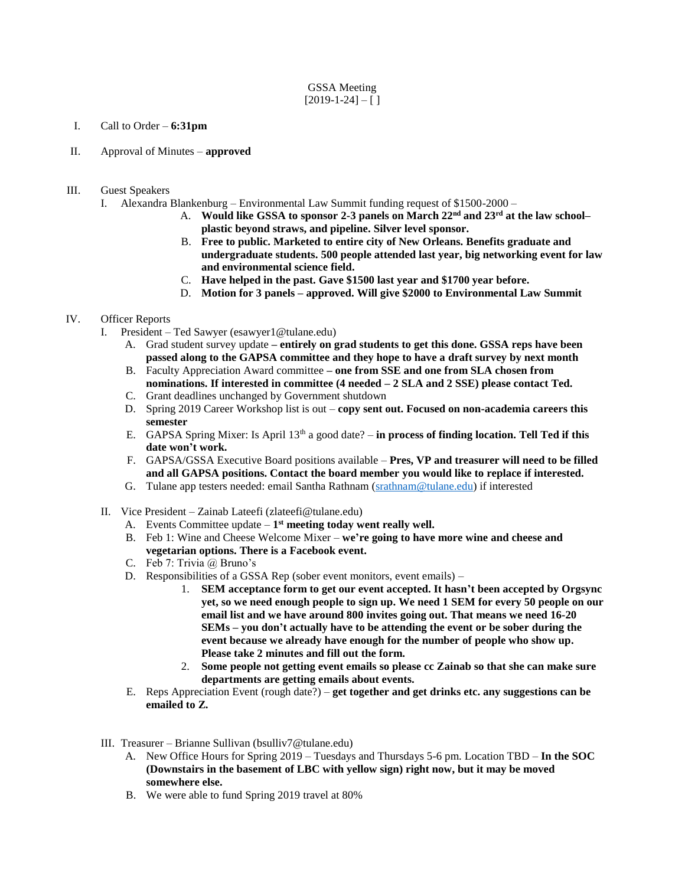GSSA Meeting
[2019-1-24] – [ ]

I. Call to Order – **6:31pm**

II. Approval of Minutes – **approved**

III. Guest Speakers

   I. Alexandra Blankenburg – Environmental Law Summit funding request of $1500-2000 –
      A. **Would like GSSA to sponsor 2-3 panels on March 22nd and 23rd at the law school– plastic beyond straws, and pipeline. Silver level sponsor.**
      B. **Free to public. Marketed to entire city of New Orleans. Benefits graduate and undergraduate students. 500 people attended last year, big networking event for law and environmental science field.**
      C. **Have helped in the past. Gave $1500 last year and $1700 year before.**
      D. **Motion for 3 panels – approved. Will give $2000 to Environmental Law Summit**

IV. Officer Reports

   I. President – Ted Sawyer (esawyer1@tulane.edu)
      A. Grad student survey update **– entirely on grad students to get this done. GSSA reps have been passed along to the GAPSA committee and they hope to have a draft survey by next month**
      B. Faculty Appreciation Award committee **– one from SSE and one from SLA chosen from nominations. If interested in committee (4 needed – 2 SLA and 2 SSE) please contact Ted.**
      C. Grant deadlines unchanged by Government shutdown
      D. Spring 2019 Career Workshop list is out – **copy sent out. Focused on non-academia careers this semester**
      E. GAPSA Spring Mixer: Is April 13th a good date? – **in process of finding location. Tell Ted if this date won't work.**
      F. GAPSA/GSSA Executive Board positions available – **Pres, VP and treasurer will need to be filled and all GAPSA positions. Contact the board member you would like to replace if interested.**
      G. Tulane app testers needed: email Santha Rathnam (srathnam@tulane.edu) if interested

   II. Vice President – Zainab Lateefi (zlateefi@tulane.edu)
      A. Events Committee update – **1st meeting today went really well.**
      B. Feb 1: Wine and Cheese Welcome Mixer – **we're going to have more wine and cheese and vegetarian options. There is a Facebook event.**
      C. Feb 7: Trivia @ Bruno's
      D. Responsibilities of a GSSA Rep (sober event monitors, event emails) –
         1. **SEM acceptance form to get our event accepted. It hasn't been accepted by Orgsync yet, so we need enough people to sign up. We need 1 SEM for every 50 people on our email list and we have around 800 invites going out. That means we need 16-20 SEMs – you don't actually have to be attending the event or be sober during the event because we already have enough for the number of people who show up. Please take 2 minutes and fill out the form.**
         2. **Some people not getting event emails so please cc Zainab so that she can make sure departments are getting emails about events.**
      E. Reps Appreciation Event (rough date?) – **get together and get drinks etc. any suggestions can be emailed to Z.**

   III. Treasurer – Brianne Sullivan (bsulliv7@tulane.edu)
      A. New Office Hours for Spring 2019 – Tuesdays and Thursdays 5-6 pm. Location TBD – **In the SOC (Downstairs in the basement of LBC with yellow sign) right now, but it may be moved somewhere else.**
      B. We were able to fund Spring 2019 travel at 80%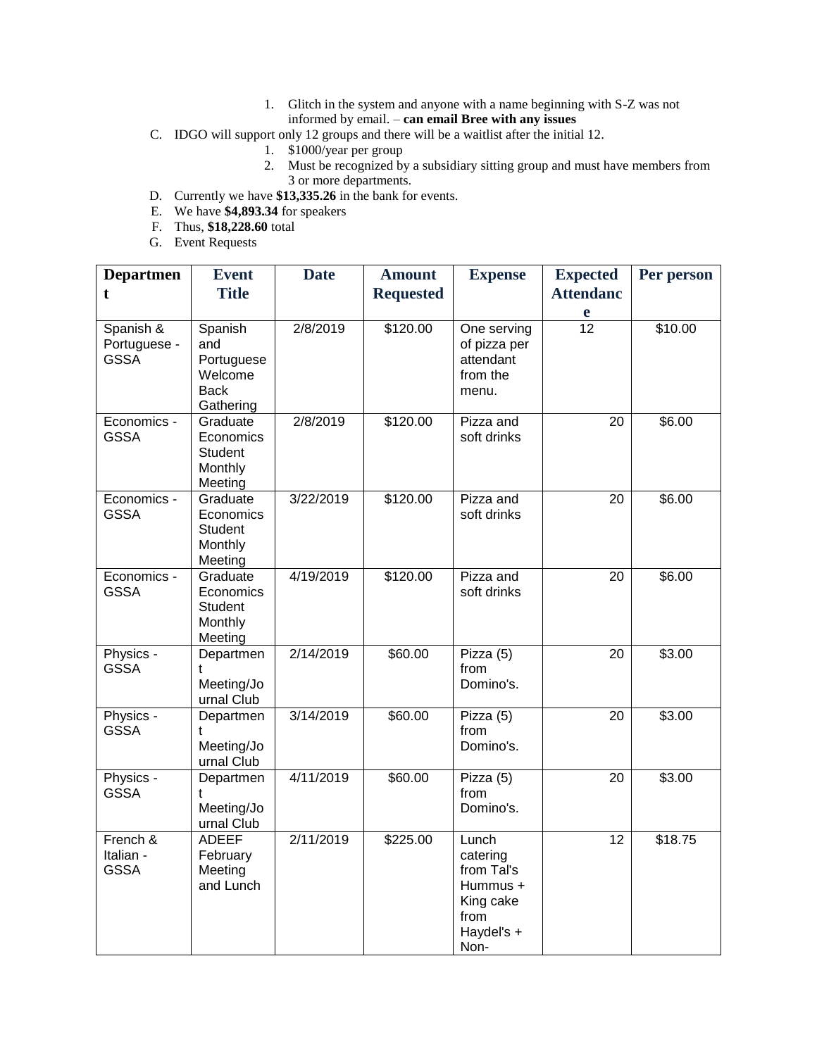1. Glitch in the system and anyone with a name beginning with S-Z was not informed by email. – **can email Bree with any issues**

C. IDGO will support only 12 groups and there will be a waitlist after the initial 12.
   1. $1000/year per group
   2. Must be recognized by a subsidiary sitting group and must have members from 3 or more departments.

D. Currently we have **$13,335.26** in the bank for events.

E. We have **$4,893.34** for speakers

F. Thus, **$18,228.60** total

G. Event Requests

| Department | Event Title | Date | Amount Requested | Expense | Expected Attendance | Per person |
|---|---|---|---|---|---|---|
| Spanish & Portuguese - GSSA | Spanish and Portuguese Welcome Back Gathering | 2/8/2019 | $120.00 | One serving of pizza per attendant from the menu. | 12 | $10.00 |
| Economics - GSSA | Graduate Economics Student Monthly Meeting | 2/8/2019 | $120.00 | Pizza and soft drinks | 20 | $6.00 |
| Economics - GSSA | Graduate Economics Student Monthly Meeting | 3/22/2019 | $120.00 | Pizza and soft drinks | 20 | $6.00 |
| Economics - GSSA | Graduate Economics Student Monthly Meeting | 4/19/2019 | $120.00 | Pizza and soft drinks | 20 | $6.00 |
| Physics - GSSA | Department Meeting/Journal Club | 2/14/2019 | $60.00 | Pizza (5) from Domino's. | 20 | $3.00 |
| Physics - GSSA | Department Meeting/Journal Club | 3/14/2019 | $60.00 | Pizza (5) from Domino's. | 20 | $3.00 |
| Physics - GSSA | Department Meeting/Journal Club | 4/11/2019 | $60.00 | Pizza (5) from Domino's. | 20 | $3.00 |
| French & Italian - GSSA | ADEEF February Meeting and Lunch | 2/11/2019 | $225.00 | Lunch catering from Tal's Hummus + King cake from Haydel's + Non- | 12 | $18.75 |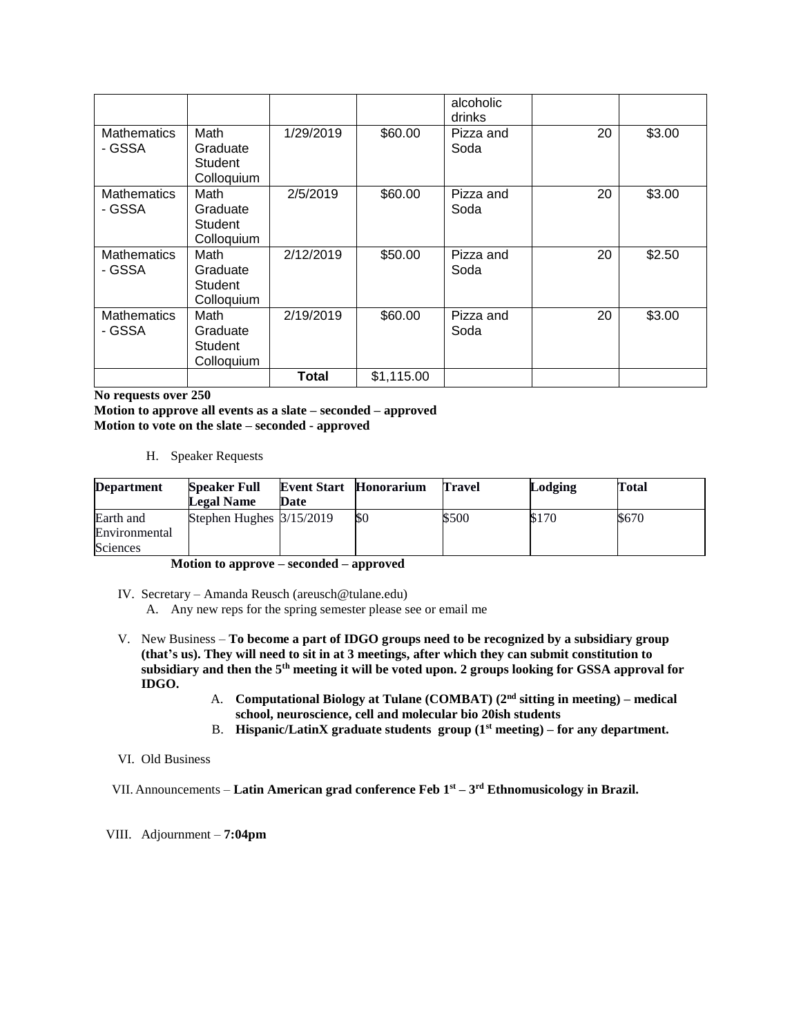| | | | | | | |
|---|---|---|---|---|---|---|
| | | | | alcoholic drinks | | |
| Mathematics - GSSA | Math Graduate Student Colloquium | 1/29/2019 | $60.00 | Pizza and Soda | 20 | $3.00 |
| Mathematics - GSSA | Math Graduate Student Colloquium | 2/5/2019 | $60.00 | Pizza and Soda | 20 | $3.00 |
| Mathematics - GSSA | Math Graduate Student Colloquium | 2/12/2019 | $50.00 | Pizza and Soda | 20 | $2.50 |
| Mathematics - GSSA | Math Graduate Student Colloquium | 2/19/2019 | $60.00 | Pizza and Soda | 20 | $3.00 |
| | | **Total** | $1,115.00 | | | |

**No requests over 250**

**Motion to approve all events as a slate – seconded – approved**

**Motion to vote on the slate – seconded - approved**

H. Speaker Requests

| Department | Speaker Full Legal Name | Event Start Date | Honorarium | Travel | Lodging | Total |
|---|---|---|---|---|---|---|
| Earth and Environmental Sciences | Stephen Hughes | 3/15/2019 | $0 | $500 | $170 | $670 |

**Motion to approve – seconded – approved**

IV. Secretary – Amanda Reusch (areusch@tulane.edu)

A. Any new reps for the spring semester please see or email me

V. New Business – **To become a part of IDGO groups need to be recognized by a subsidiary group (that's us). They will need to sit in at 3 meetings, after which they can submit constitution to subsidiary and then the 5th meeting it will be voted upon. 2 groups looking for GSSA approval for IDGO.**

A. **Computational Biology at Tulane (COMBAT) (2nd sitting in meeting) – medical school, neuroscience, cell and molecular bio 20ish students**

B. **Hispanic/LatinX graduate students group (1st meeting) – for any department.**

VI. Old Business

VII. Announcements – **Latin American grad conference Feb 1st – 3rd Ethnomusicology in Brazil.**

VIII. Adjournment – **7:04pm**